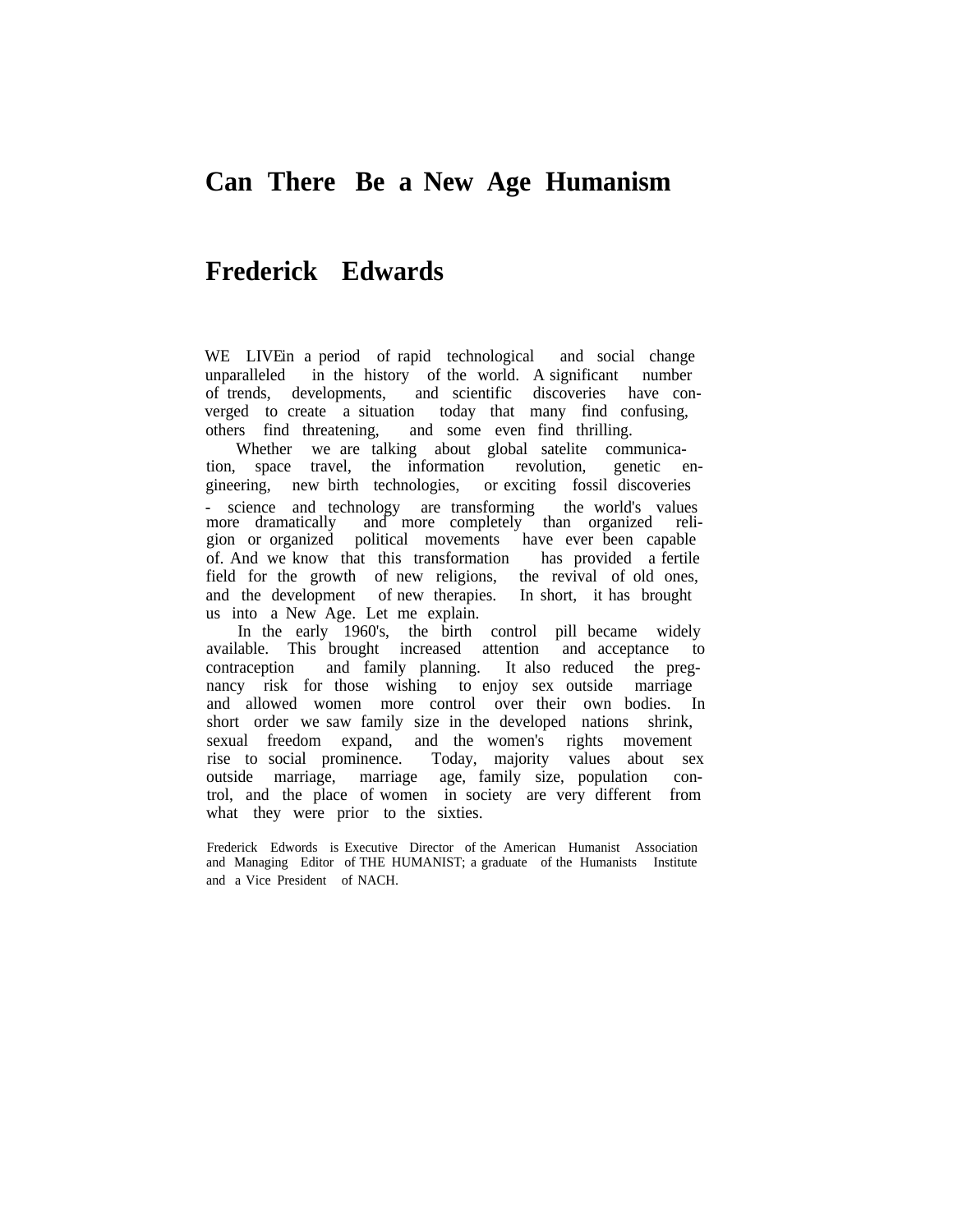# Can There Be a New Age Humanism

## Frederick Edwards

WE LIVE in a period of rapid technological and social change unparalleled in the history of the world. A significant number of trends, developments, and scientific discoveries have converged to create a situation today that many find confusing, others find threatening, and some even find thrilling.

Whether we are talking about global satelite communication, space travel, the information revolution, genetic engineering, new birth technologies, or exciting fossil discoveries - science and technology are transforming the world's values more dramatically and more completely than organized religion or organized political movements have ever been capable of. And we know that this transformation has provided a fertile field for the growth of new religions, the revival of old ones, and the development of new therapies. In short, it has brought us into a New Age. Let me explain.

In the early 1960's, the birth control pill became widely available. This brought increased attention and acceptance to contraception and family planning. It also reduced the pregnancy risk for those wishing to enjoy sex outside marriage and allowed women more control over their own bodies. In short order we saw family size in the developed nations shrink, sexual freedom expand, and the women's rights movement rise to social prominence. Today, majority values about sex outside marriage, marriage age, family size, population control, and the place of women in society are very different from what they were prior to the sixties.

Frederick Edwords is Executive Director of the American Humanist Association and Managing Editor of THE HUMANIST; a graduate of the Humanists Institute and a Vice President of NACH.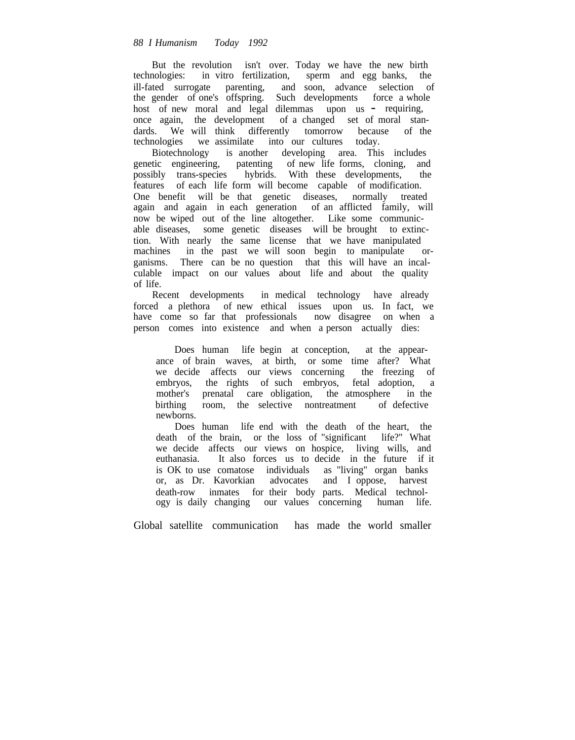But the revolution isn't over. Today we have the new birth technologies: in vitro fertilization, sperm and egg banks, the ill-fated surrogate parenting, and soon, advance selection of the gender of one's offspring. Such developments force a whole host of new moral and legal dilemmas upon us – requiring, once again, the development of a changed set of moral standards. We will think differently tomorrow because of the technologies we assimilate into our cultures today.

Biotechnology is another developing area. This includes genetic engineering, patenting of new life forms, cloning, and possibly trans-species hybrids. With these developments, the features of each life form will become capable of modification. One benefit will be that genetic diseases, normally treated again and again in each generation of an afflicted family, will now be wiped out of the line altogether. Like some communicable diseases, some genetic diseases will be brought to extinction. With nearly the same license that we have manipulated machines in the past we will soon begin to manipulate organisms. There can be no question that this will have an incalculable impact on our values about life and about the quality of life.

Recent developments in medical technology have already forced a plethora of new ethical issues upon us. In fact, we have come so far that professionals now disagree on when a person comes into existence and when a person actually dies:

> Does human life begin at conception, at the appearance of brain waves, at birth, or some time after? What we decide affects our views concerning the freezing of embryos, the rights of such embryos, fetal adoption, a mother's prenatal care obligation, the atmosphere in the birthing room, the selective nontreatment of defective newborns.
>
> Does human life end with the death of the heart, the death of the brain, or the loss of "significant life?" What we decide affects our views on hospice, living wills, and euthanasia. It also forces us to decide in the future if it is OK to use comatose individuals as "living" organ banks or, as Dr. Kavorkian advocates and I oppose, harvest death-row inmates for their body parts. Medical technology is daily changing our values concerning human life.

Global satellite communication has made the world smaller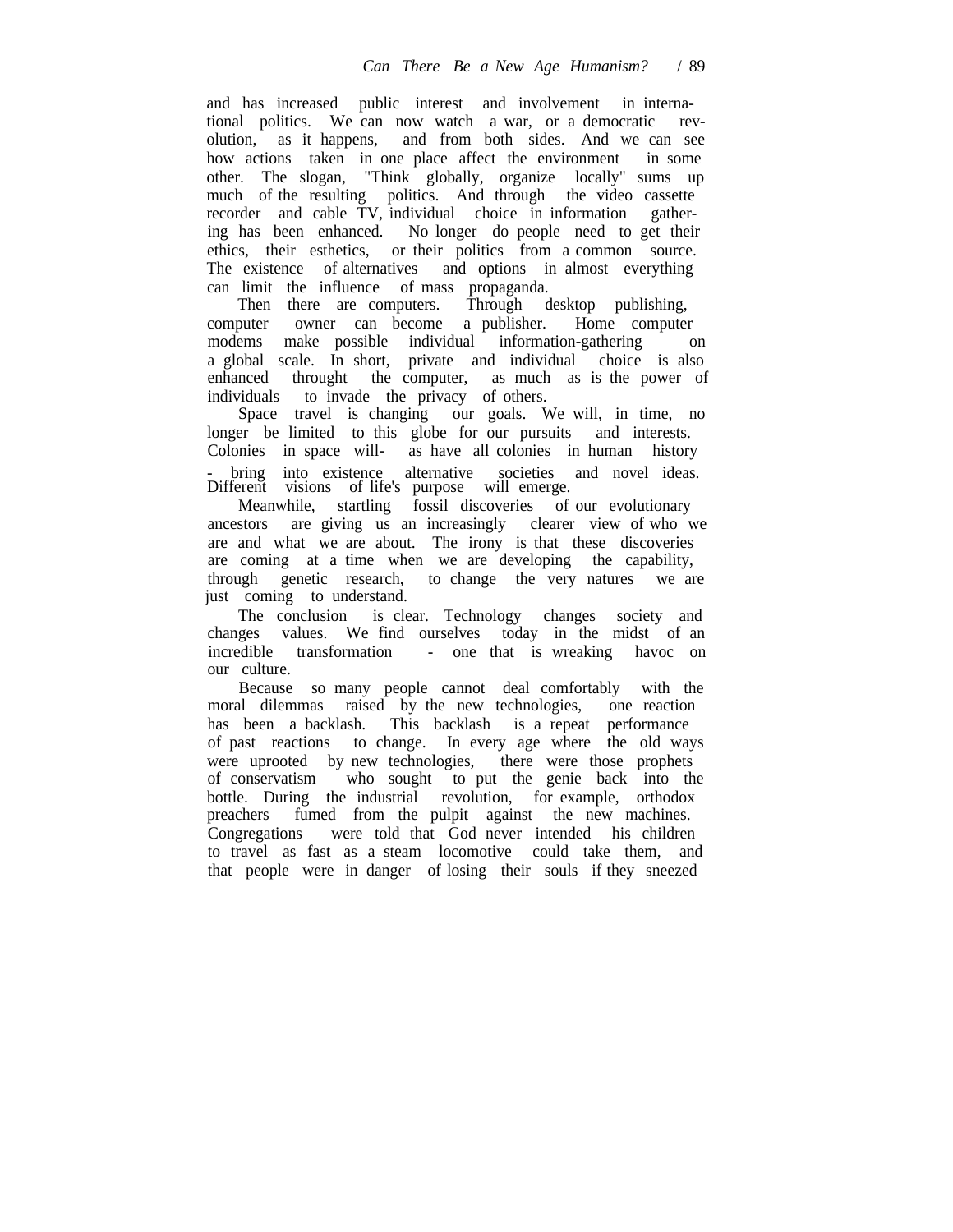and has increased public interest and involvement in international politics. We can now watch a war, or a democratic revolution, as it happens, and from both sides. And we can see how actions taken in one place affect the environment in some other. The slogan, "Think globally, organize locally" sums up much of the resulting politics. And through the video cassette recorder and cable TV, individual choice in information gathering has been enhanced. No longer do people need to get their ethics, their esthetics, or their politics from a common source. The existence of alternatives and options in almost everything can limit the influence of mass propaganda.

Then there are computers. Through desktop publishing, computer owner can become a publisher. Home computer modems make possible individual information-gathering on a global scale. In short, private and individual choice is also enhanced throught the computer, as much as is the power of individuals to invade the privacy of others.

Space travel is changing our goals. We will, in time, no longer be limited to this globe for our pursuits and interests. Colonies in space will- as have all colonies in human history - bring into existence alternative societies and novel ideas. Different visions of life's purpose will emerge.

Meanwhile, startling fossil discoveries of our evolutionary ancestors are giving us an increasingly clearer view of who we are and what we are about. The irony is that these discoveries are coming at a time when we are developing the capability, through genetic research, to change the very natures we are just coming to understand.

The conclusion is clear. Technology changes society and changes values. We find ourselves today in the midst of an incredible transformation - one that is wreaking havoc on our culture.

Because so many people cannot deal comfortably with the moral dilemmas raised by the new technologies, one reaction has been a backlash. This backlash is a repeat performance of past reactions to change. In every age where the old ways were uprooted by new technologies, there were those prophets of conservatism who sought to put the genie back into the bottle. During the industrial revolution, for example, orthodox preachers fumed from the pulpit against the new machines. Congregations were told that God never intended his children to travel as fast as a steam locomotive could take them, and that people were in danger of losing their souls if they sneezed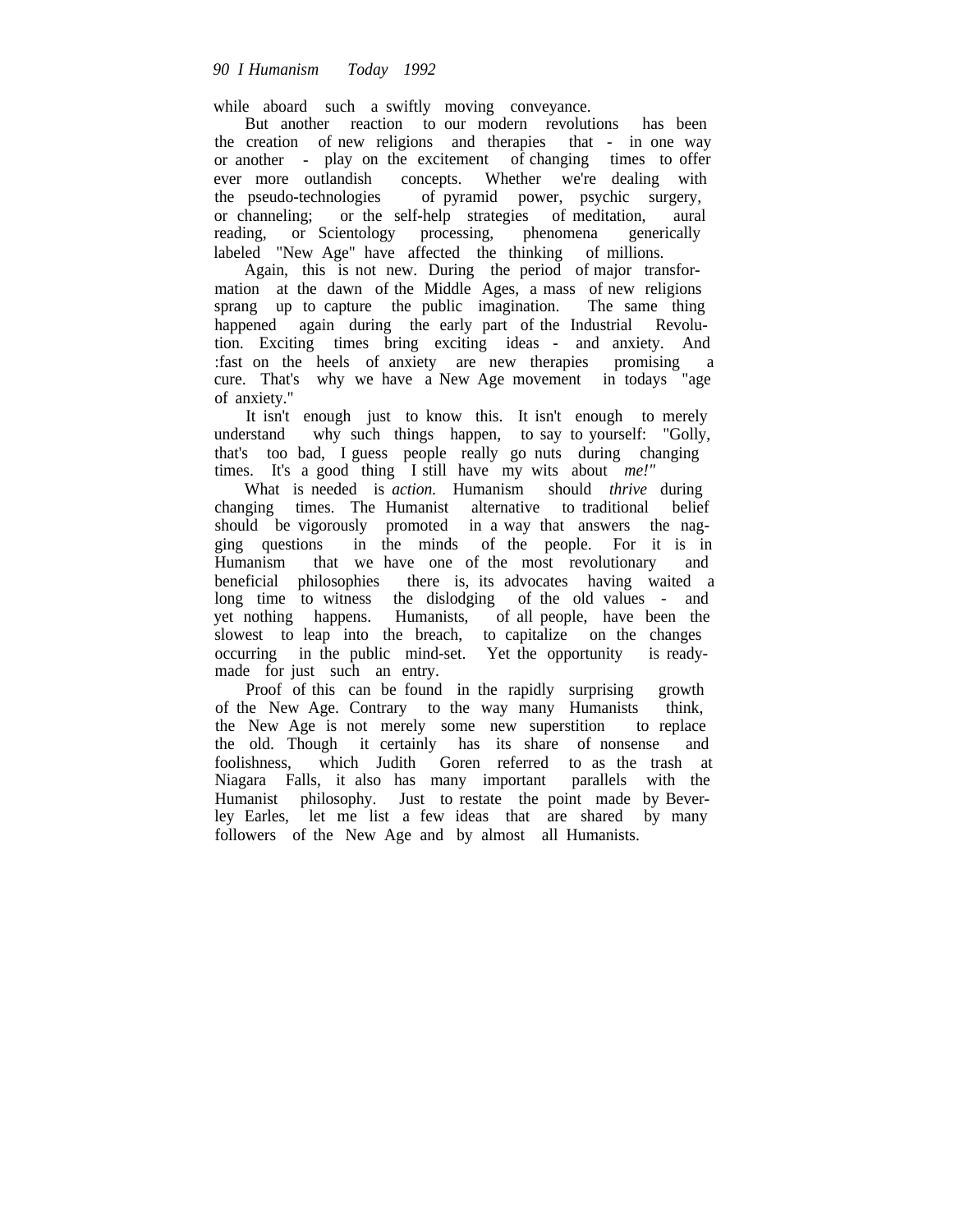while aboard such a swiftly moving conveyance.

But another reaction to our modern revolutions has been the creation of new religions and therapies that - in one way or another - play on the excitement of changing times to offer ever more outlandish concepts. Whether we're dealing with the pseudo-technologies of pyramid power, psychic surgery, or channeling; or the self-help strategies of meditation, aural reading, or Scientology processing, phenomena generically labeled "New Age" have affected the thinking of millions.

Again, this is not new. During the period of major transformation at the dawn of the Middle Ages, a mass of new religions sprang up to capture the public imagination. The same thing happened again during the early part of the Industrial Revolution. Exciting times bring exciting ideas - and anxiety. And :fast on the heels of anxiety are new therapies promising a cure. That's why we have a New Age movement in todays "age of anxiety."

It isn't enough just to know this. It isn't enough to merely understand why such things happen, to say to yourself: "Golly, that's too bad, I guess people really go nuts during changing times. It's a good thing I still have my wits about *me!"*

What is needed is *action.* Humanism should *thrive* during changing times. The Humanist alternative to traditional belief should be vigorously promoted in a way that answers the nagging questions in the minds of the people. For it is in Humanism that we have one of the most revolutionary and beneficial philosophies there is, its advocates having waited a long time to witness the dislodging of the old values - and yet nothing happens. Humanists, of all people, have been the slowest to leap into the breach, to capitalize on the changes occurring in the public mind-set. Yet the opportunity is ready-made for just such an entry.

Proof of this can be found in the rapidly surprising growth of the New Age. Contrary to the way many Humanists think, the New Age is not merely some new superstition to replace the old. Though it certainly has its share of nonsense and foolishness, which Judith Goren referred to as the trash at Niagara Falls, it also has many important parallels with the Humanist philosophy. Just to restate the point made by Beverley Earles, let me list a few ideas that are shared by many followers of the New Age and by almost all Humanists.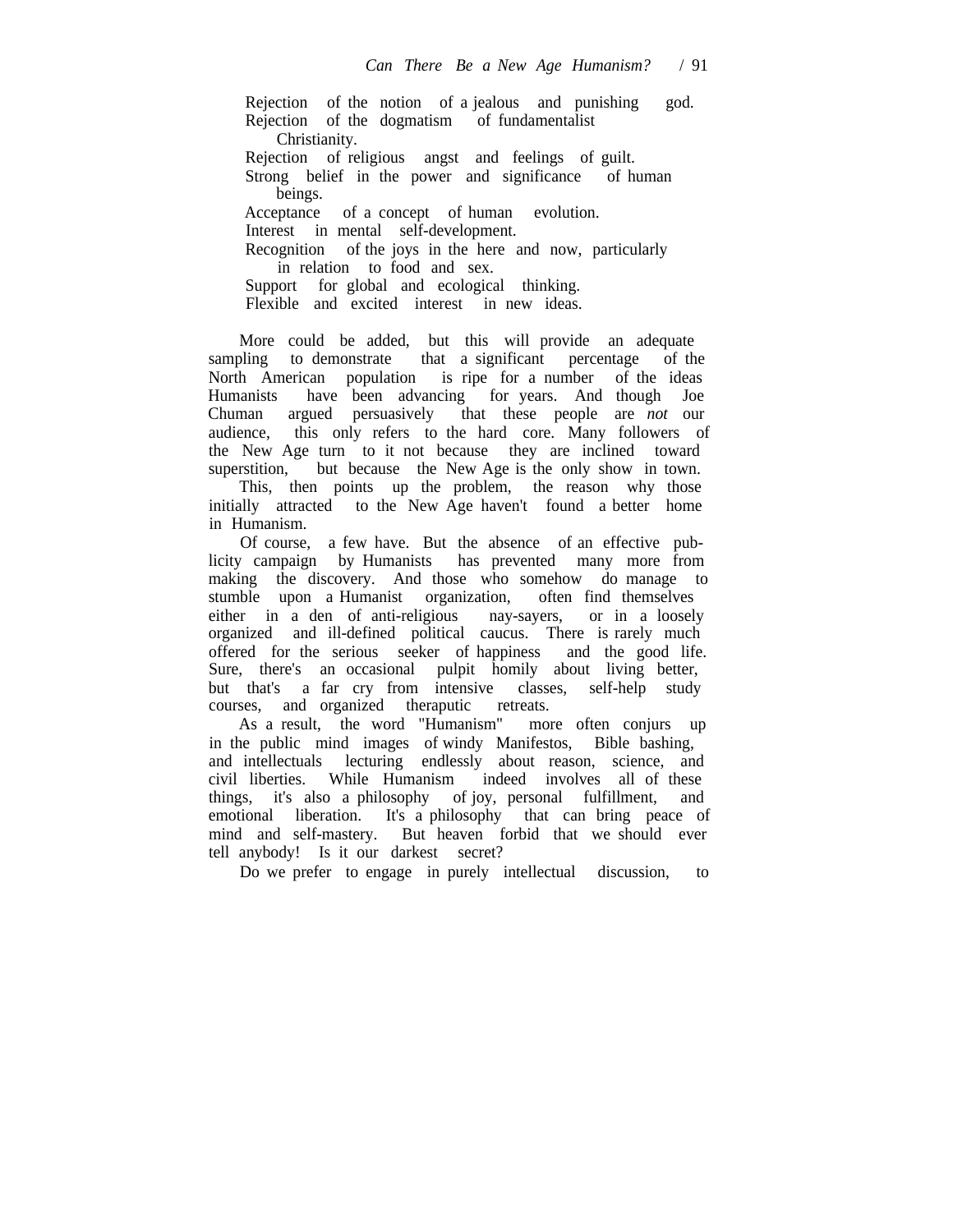Rejection of the notion of a jealous and punishing god.
Rejection of the dogmatism of fundamentalist Christianity.
Rejection of religious angst and feelings of guilt.
Strong belief in the power and significance of human beings.
Acceptance of a concept of human evolution.
Interest in mental self-development.
Recognition of the joys in the here and now, particularly in relation to food and sex.
Support for global and ecological thinking.
Flexible and excited interest in new ideas.

More could be added, but this will provide an adequate sampling to demonstrate that a significant percentage of the North American population is ripe for a number of the ideas Humanists have been advancing for years. And though Joe Chuman argued persuasively that these people are *not* our audience, this only refers to the hard core. Many followers of the New Age turn to it not because they are inclined toward superstition, but because the New Age is the only show in town.

This, then points up the problem, the reason why those initially attracted to the New Age haven't found a better home in Humanism.

Of course, a few have. But the absence of an effective publicity campaign by Humanists has prevented many more from making the discovery. And those who somehow do manage to stumble upon a Humanist organization, often find themselves either in a den of anti-religious nay-sayers, or in a loosely organized and ill-defined political caucus. There is rarely much offered for the serious seeker of happiness and the good life. Sure, there's an occasional pulpit homily about living better, but that's a far cry from intensive classes, self-help study courses, and organized theraputic retreats.

As a result, the word "Humanism" more often conjurs up in the public mind images of windy Manifestos, Bible bashing, and intellectuals lecturing endlessly about reason, science, and civil liberties. While Humanism indeed involves all of these things, it's also a philosophy of joy, personal fulfillment, and emotional liberation. It's a philosophy that can bring peace of mind and self-mastery. But heaven forbid that we should ever tell anybody! Is it our darkest secret?

Do we prefer to engage in purely intellectual discussion, to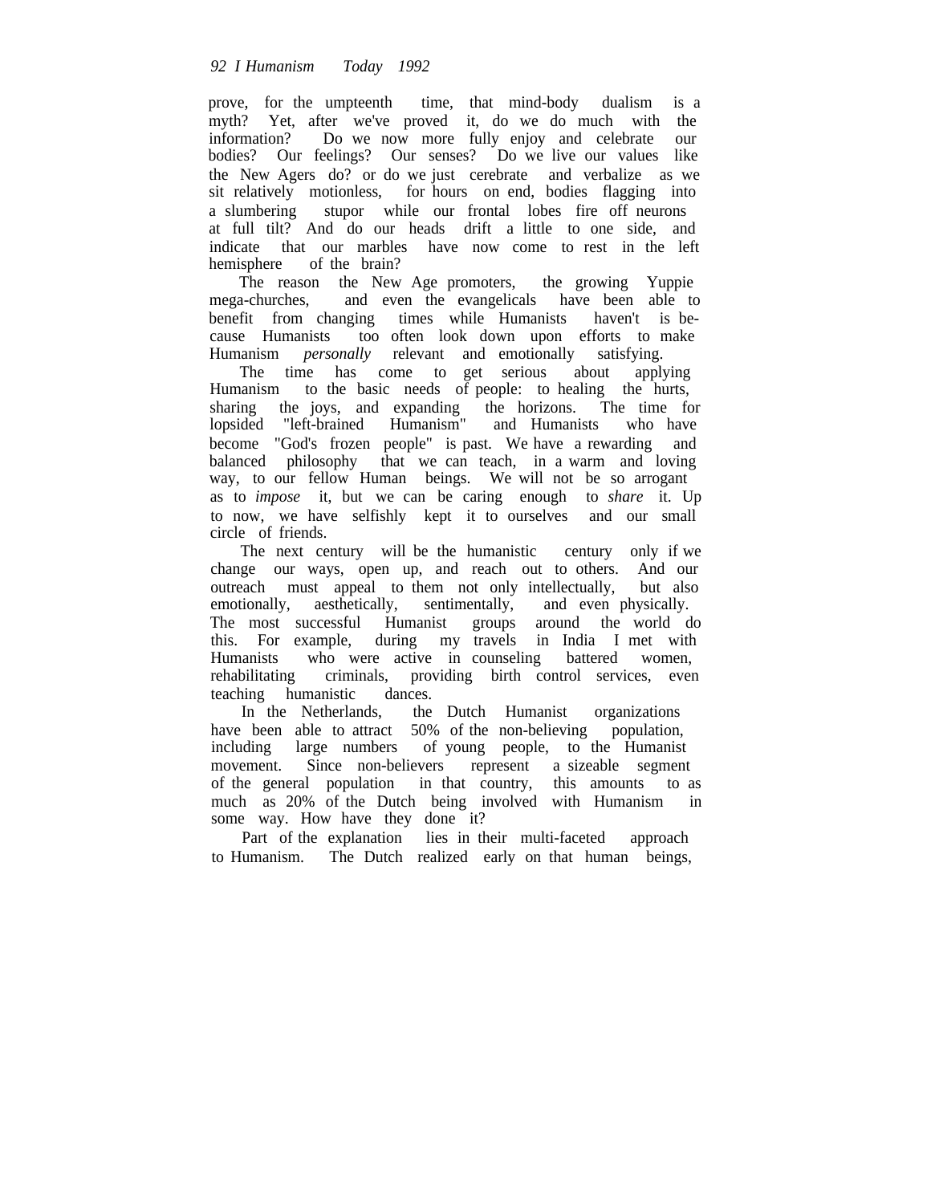prove, for the umpteenth time, that mind-body dualism is a myth? Yet, after we've proved it, do we do much with the information? Do we now more fully enjoy and celebrate our bodies? Our feelings? Our senses? Do we live our values like the New Agers do? or do we just cerebrate and verbalize as we sit relatively motionless, for hours on end, bodies flagging into a slumbering stupor while our frontal lobes fire off neurons at full tilt? And do our heads drift a little to one side, and indicate that our marbles have now come to rest in the left hemisphere of the brain?

The reason the New Age promoters, the growing Yuppie mega-churches, and even the evangelicals have been able to benefit from changing times while Humanists haven't is because Humanists too often look down upon efforts to make Humanism *personally* relevant and emotionally satisfying.

The time has come to get serious about applying Humanism to the basic needs of people: to healing the hurts, sharing the joys, and expanding the horizons. The time for lopsided "left-brained Humanism" and Humanists who have become "God's frozen people" is past. We have a rewarding and balanced philosophy that we can teach, in a warm and loving way, to our fellow Human beings. We will not be so arrogant as to *impose* it, but we can be caring enough to *share* it. Up to now, we have selfishly kept it to ourselves and our small circle of friends.

The next century will be the humanistic century only if we change our ways, open up, and reach out to others. And our outreach must appeal to them not only intellectually, but also emotionally, aesthetically, sentimentally, and even physically. The most successful Humanist groups around the world do this. For example, during my travels in India I met with Humanists who were active in counseling battered women, rehabilitating criminals, providing birth control services, even teaching humanistic dances.

In the Netherlands, the Dutch Humanist organizations have been able to attract 50% of the non-believing population, including large numbers of young people, to the Humanist movement. Since non-believers represent a sizeable segment of the general population in that country, this amounts to as much as 20% of the Dutch being involved with Humanism in some way. How have they done it?

Part of the explanation lies in their multi-faceted approach to Humanism. The Dutch realized early on that human beings,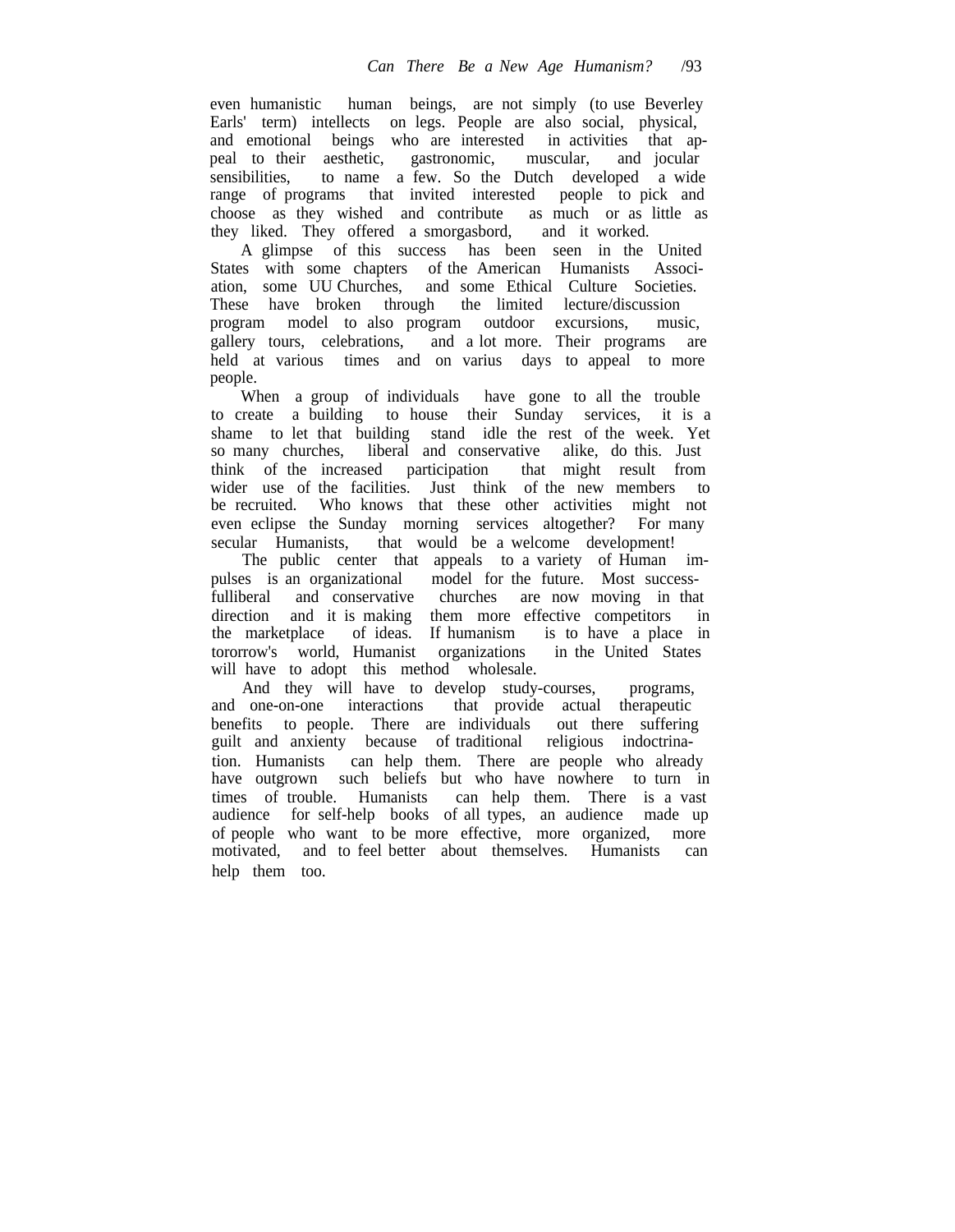even humanistic human beings, are not simply (to use Beverley Earls' term) intellects on legs. People are also social, physical, and emotional beings who are interested in activities that appeal to their aesthetic, gastronomic, muscular, and jocular sensibilities, to name a few. So the Dutch developed a wide range of programs that invited interested people to pick and choose as they wished and contribute as much or as little as they liked. They offered a smorgasbord, and it worked.

A glimpse of this success has been seen in the United States with some chapters of the American Humanists Association, some UU Churches, and some Ethical Culture Societies. These have broken through the limited lecture/discussion program model to also program outdoor excursions, music, gallery tours, celebrations, and a lot more. Their programs are held at various times and on varius days to appeal to more people.

When a group of individuals have gone to all the trouble to create a building to house their Sunday services, it is a shame to let that building stand idle the rest of the week. Yet so many churches, liberal and conservative alike, do this. Just think of the increased participation that might result from wider use of the facilities. Just think of the new members to be recruited. Who knows that these other activities might not even eclipse the Sunday morning services altogether? For many secular Humanists, that would be a welcome development!

The public center that appeals to a variety of Human impulses is an organizational model for the future. Most successfulliberal and conservative churches are now moving in that direction and it is making them more effective competitors in the marketplace of ideas. If humanism is to have a place in tororrow's world, Humanist organizations in the United States will have to adopt this method wholesale.

And they will have to develop study-courses, programs, and one-on-one interactions that provide actual therapeutic benefits to people. There are individuals out there suffering guilt and anxiety because of traditional religious indoctrination. Humanists can help them. There are people who already have outgrown such beliefs but who have nowhere to turn in times of trouble. Humanists can help them. There is a vast audience for self-help books of all types, an audience made up of people who want to be more effective, more organized, more motivated, and to feel better about themselves. Humanists can help them too.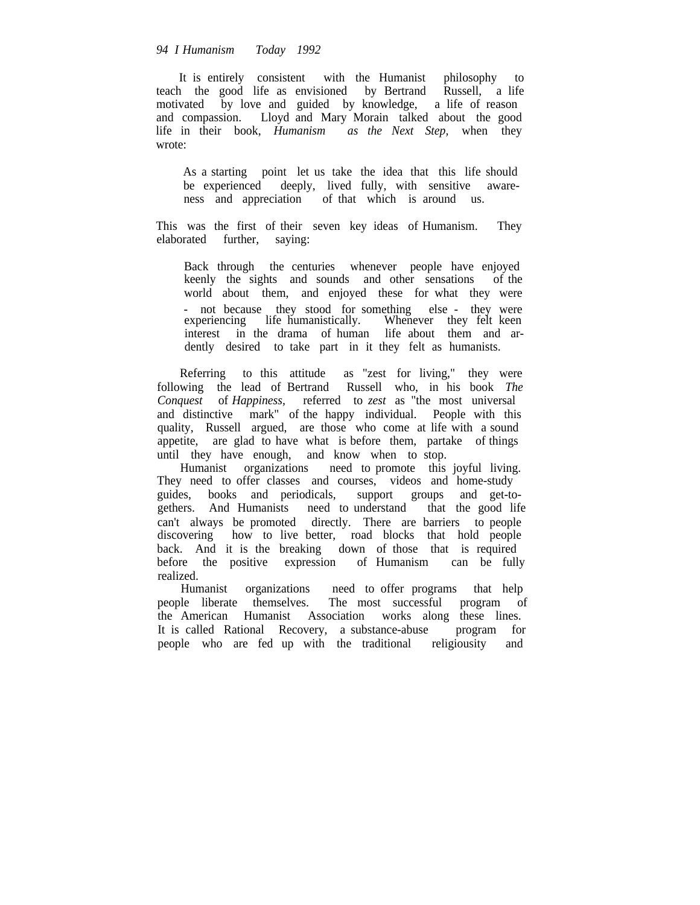It is entirely consistent with the Humanist philosophy to teach the good life as envisioned by Bertrand Russell, a life motivated by love and guided by knowledge, a life of reason and compassion. Lloyd and Mary Morain talked about the good life in their book, *Humanism as the Next Step,* when they wrote:

> As a starting point let us take the idea that this life should be experienced deeply, lived fully, with sensitive awareness and appreciation of that which is around us.

This was the first of their seven key ideas of Humanism. They elaborated further, saying:

> Back through the centuries whenever people have enjoyed keenly the sights and sounds and other sensations of the world about them, and enjoyed these for what they were - not because they stood for something else - they were experiencing life humanistically. Whenever they felt keen interest in the drama of human life about them and ardently desired to take part in it they felt as humanists.

Referring to this attitude as "zest for living," they were following the lead of Bertrand Russell who, in his book *The Conquest of Happiness,* referred to *zest* as "the most universal and distinctive mark" of the happy individual. People with this quality, Russell argued, are those who come at life with a sound appetite, are glad to have what is before them, partake of things until they have enough, and know when to stop.

Humanist organizations need to promote this joyful living. They need to offer classes and courses, videos and home-study guides, books and periodicals, support groups and get-togethers. And Humanists need to understand that the good life can't always be promoted directly. There are barriers to people discovering how to live better, road blocks that hold people back. And it is the breaking down of those that is required before the positive expression of Humanism can be fully realized.

Humanist organizations need to offer programs that help people liberate themselves. The most successful program of the American Humanist Association works along these lines. It is called Rational Recovery, a substance-abuse program for people who are fed up with the traditional religiousity and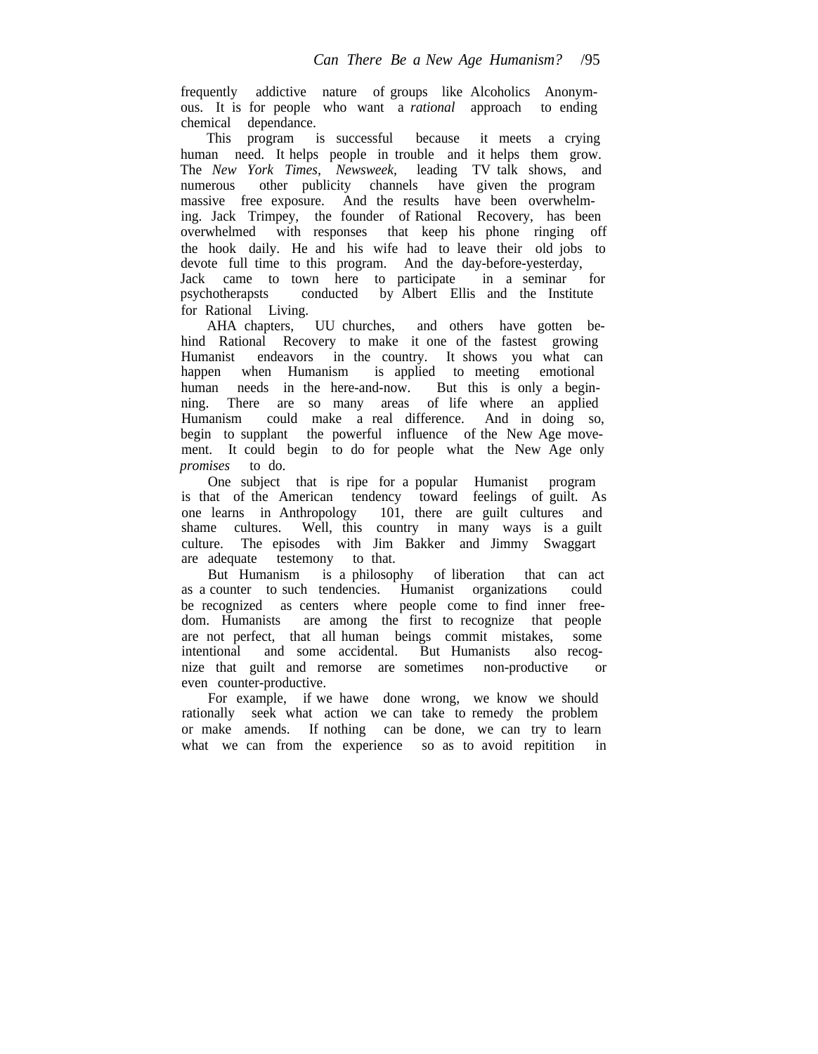frequently addictive nature of groups like Alcoholics Anonymous. It is for people who want a *rational* approach to ending chemical dependance.

This program is successful because it meets a crying human need. It helps people in trouble and it helps them grow. The *New York Times*, *Newsweek*, leading TV talk shows, and numerous other publicity channels have given the program massive free exposure. And the results have been overwhelming. Jack Trimpey, the founder of Rational Recovery, has been overwhelmed with responses that keep his phone ringing off the hook daily. He and his wife had to leave their old jobs to devote full time to this program. And the day-before-yesterday, Jack came to town here to participate in a seminar for psychotherapsts conducted by Albert Ellis and the Institute for Rational Living.

AHA chapters, UU churches, and others have gotten behind Rational Recovery to make it one of the fastest growing Humanist endeavors in the country. It shows you what can happen when Humanism is applied to meeting emotional human needs in the here-and-now. But this is only a beginning. There are so many areas of life where an applied Humanism could make a real difference. And in doing so, begin to supplant the powerful influence of the New Age movement. It could begin to do for people what the New Age only *promises* to do.

One subject that is ripe for a popular Humanist program is that of the American tendency toward feelings of guilt. As one learns in Anthropology 101, there are guilt cultures and shame cultures. Well, this country in many ways is a guilt culture. The episodes with Jim Bakker and Jimmy Swaggart are adequate testemony to that.

But Humanism is a philosophy of liberation that can act as a counter to such tendencies. Humanist organizations could be recognized as centers where people come to find inner freedom. Humanists are among the first to recognize that people are not perfect, that all human beings commit mistakes, some intentional and some accidental. But Humanists also recognize that guilt and remorse are sometimes non-productive or even counter-productive.

For example, if we hawe done wrong, we know we should rationally seek what action we can take to remedy the problem or make amends. If nothing can be done, we can try to learn what we can from the experience so as to avoid repitition in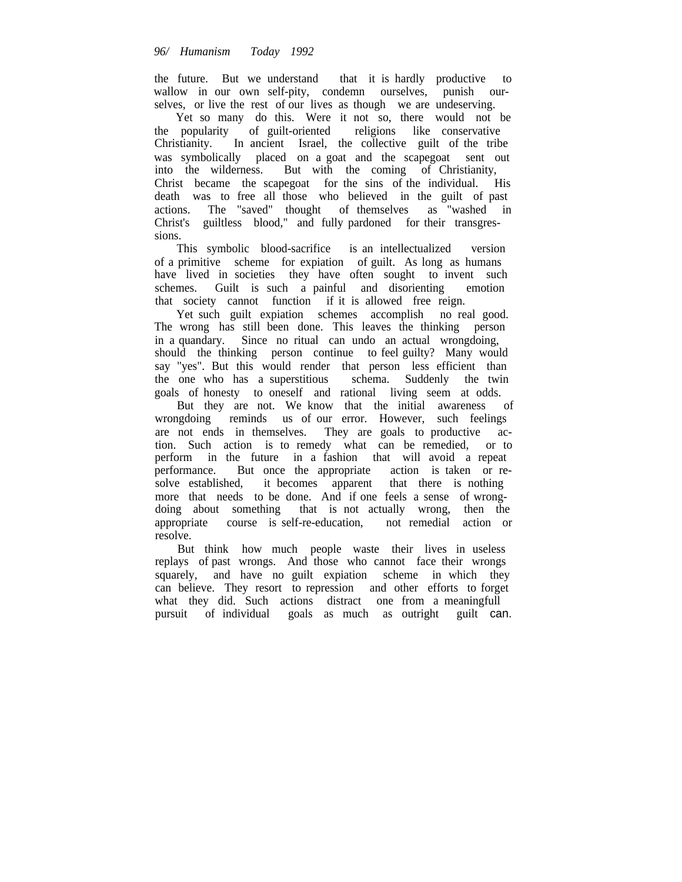the future. But we understand that it is hardly productive to wallow in our own self-pity, condemn ourselves, punish ourselves, or live the rest of our lives as though we are undeserving.

Yet so many do this. Were it not so, there would not be the popularity of guilt-oriented religions like conservative Christianity. In ancient Israel, the collective guilt of the tribe was symbolically placed on a goat and the scapegoat sent out into the wilderness. But with the coming of Christianity, Christ became the scapegoat for the sins of the individual. His death was to free all those who believed in the guilt of past actions. The "saved" thought of themselves as "washed in Christ's guiltless blood," and fully pardoned for their transgressions.

This symbolic blood-sacrifice is an intellectualized version of a primitive scheme for expiation of guilt. As long as humans have lived in societies they have often sought to invent such schemes. Guilt is such a painful and disorienting emotion that society cannot function if it is allowed free reign.

Yet such guilt expiation schemes accomplish no real good. The wrong has still been done. This leaves the thinking person in a quandary. Since no ritual can undo an actual wrongdoing, should the thinking person continue to feel guilty? Many would say "yes". But this would render that person less efficient than the one who has a superstitious schema. Suddenly the twin goals of honesty to oneself and rational living seem at odds.

But they are not. We know that the initial awareness of wrongdoing reminds us of our error. However, such feelings are not ends in themselves. They are goals to productive action. Such action is to remedy what can be remedied, or to perform in the future in a fashion that will avoid a repeat performance. But once the appropriate action is taken or resolve established, it becomes apparent that there is nothing more that needs to be done. And if one feels a sense of wrongdoing about something that is not actually wrong, then the appropriate course is self-re-education, not remedial action or resolve.

But think how much people waste their lives in useless replays of past wrongs. And those who cannot face their wrongs squarely, and have no guilt expiation scheme in which they can believe. They resort to repression and other efforts to forget what they did. Such actions distract one from a meaningfull pursuit of individual goals as much as outright guilt can.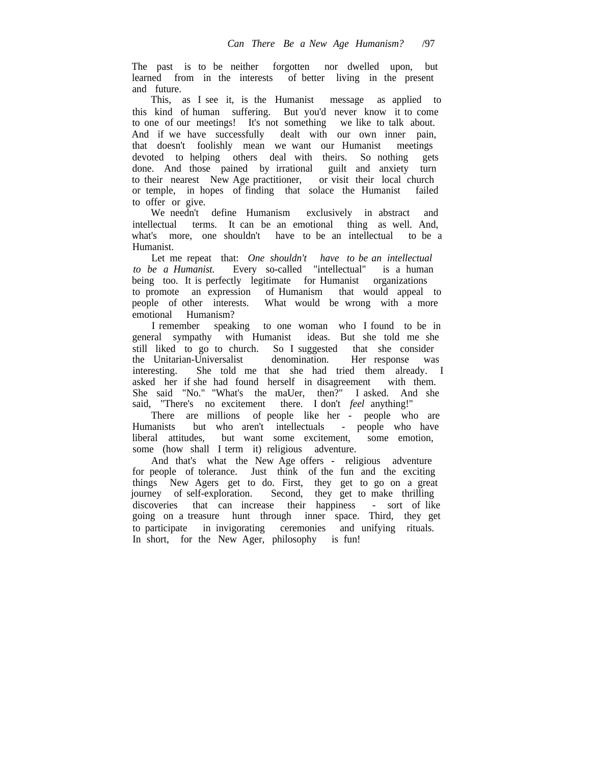The past is to be neither forgotten nor dwelled upon, but learned from in the interests of better living in the present and future.

This, as I see it, is the Humanist message as applied to this kind of human suffering. But you'd never know it to come to one of our meetings! It's not something we like to talk about. And if we have successfully dealt with our own inner pain, that doesn't foolishly mean we want our Humanist meetings devoted to helping others deal with theirs. So nothing gets done. And those pained by irrational guilt and anxiety turn to their nearest New Age practitioner, or visit their local church or temple, in hopes of finding that solace the Humanist failed to offer or give.

We needn't define Humanism exclusively in abstract and intellectual terms. It can be an emotional thing as well. And, what's more, one shouldn't have to be an intellectual to be a Humanist.

Let me repeat that: *One shouldn't have to be an intellectual to be a Humanist.* Every so-called "intellectual" is a human being too. It is perfectly legitimate for Humanist organizations to promote an expression of Humanism that would appeal to people of other interests. What would be wrong with a more emotional Humanism?

I remember speaking to one woman who I found to be in general sympathy with Humanist ideas. But she told me she still liked to go to church. So I suggested that she consider the Unitarian-Universalist denomination. Her response was interesting. She told me that she had tried them already. I asked her if she had found herself in disagreement with them. She said "No." "What's the maUer, then?" I asked. And she said, "There's no excitement there. I don't *feel* anything!"

There are millions of people like her - people who are Humanists but who aren't intellectuals - people who have liberal attitudes, but want some excitement, some emotion, some (how shall I term it) religious adventure.

And that's what the New Age offers - religious adventure for people of tolerance. Just think of the fun and the exciting things New Agers get to do. First, they get to go on a great journey of self-exploration. Second, they get to make thrilling discoveries that can increase their happiness - sort of like going on a treasure hunt through inner space. Third, they get to participate in invigorating ceremonies and unifying rituals. In short, for the New Ager, philosophy is fun!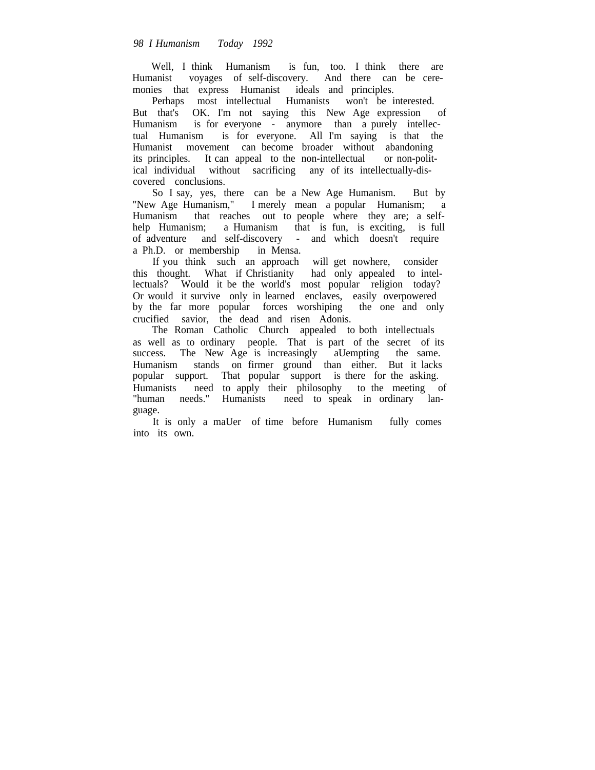Well, I think Humanism is fun, too. I think there are Humanist voyages of self-discovery. And there can be ceremonies that express Humanist ideals and principles.

Perhaps most intellectual Humanists won't be interested. But that's OK. I'm not saying this New Age expression of Humanism is for everyone - anymore than a purely intellectual Humanism is for everyone. All I'm saying is that the Humanist movement can become broader without abandoning its principles. It can appeal to the non-intellectual or non-political individual without sacrificing any of its intellectually-discovered conclusions.

So I say, yes, there can be a New Age Humanism. But by "New Age Humanism," I merely mean a popular Humanism; a Humanism that reaches out to people where they are; a self-help Humanism; a Humanism that is fun, is exciting, is full of adventure and self-discovery - and which doesn't require a Ph.D. or membership in Mensa.

If you think such an approach will get nowhere, consider this thought. What if Christianity had only appealed to intellectuals? Would it be the world's most popular religion today? Or would it survive only in learned enclaves, easily overpowered by the far more popular forces worshiping the one and only crucified savior, the dead and risen Adonis.

The Roman Catholic Church appealed to both intellectuals as well as to ordinary people. That is part of the secret of its success. The New Age is increasingly aUempting the same. Humanism stands on firmer ground than either. But it lacks popular support. That popular support is there for the asking. Humanists need to apply their philosophy to the meeting of "human needs." Humanists need to speak in ordinary language.

It is only a maUer of time before Humanism fully comes into its own.